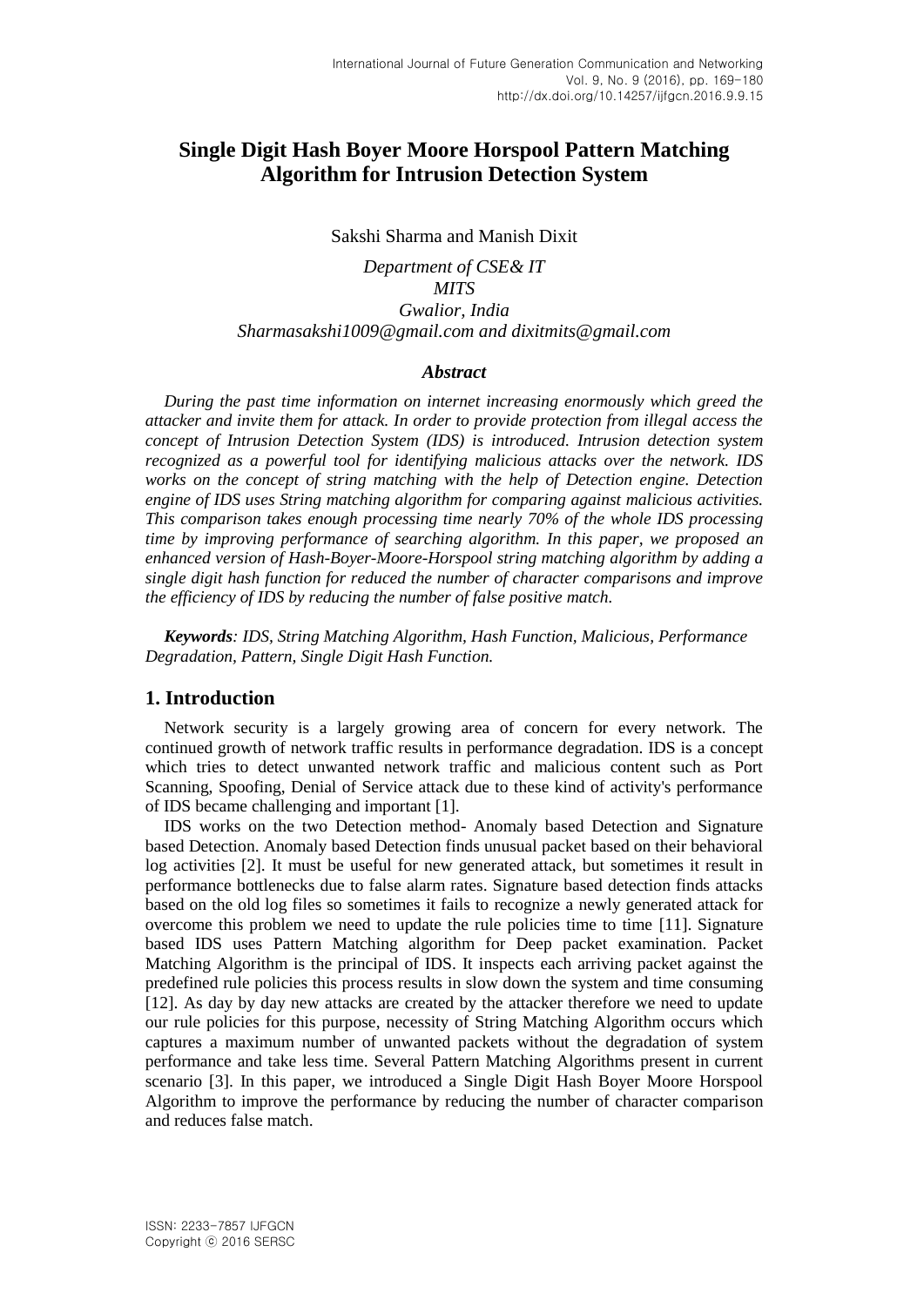# Single Digit Hash Boyer Moore Horspool Pattern Matching Algorithm for Intrusion Detection System

Sakshi Sharma and Manish Dixit

*Department of CSE& IT*
*MITS*
*Gwalior, India*
*Sharmasakshi1009@gmail.com and dixitmits@gmail.com*

### *Abstract*

*During the past time information on internet increasing enormously which greed the attacker and invite them for attack. In order to provide protection from illegal access the concept of Intrusion Detection System (IDS) is introduced. Intrusion detection system recognized as a powerful tool for identifying malicious attacks over the network. IDS works on the concept of string matching with the help of Detection engine. Detection engine of IDS uses String matching algorithm for comparing against malicious activities. This comparison takes enough processing time nearly 70% of the whole IDS processing time by improving performance of searching algorithm. In this paper, we proposed an enhanced version of Hash-Boyer-Moore-Horspool string matching algorithm by adding a single digit hash function for reduced the number of character comparisons and improve the efficiency of IDS by reducing the number of false positive match.*

***Keywords****: IDS, String Matching Algorithm, Hash Function, Malicious, Performance Degradation, Pattern, Single Digit Hash Function.*

## 1. Introduction

Network security is a largely growing area of concern for every network. The continued growth of network traffic results in performance degradation. IDS is a concept which tries to detect unwanted network traffic and malicious content such as Port Scanning, Spoofing, Denial of Service attack due to these kind of activity's performance of IDS became challenging and important [1].

IDS works on the two Detection method- Anomaly based Detection and Signature based Detection. Anomaly based Detection finds unusual packet based on their behavioral log activities [2]. It must be useful for new generated attack, but sometimes it result in performance bottlenecks due to false alarm rates. Signature based detection finds attacks based on the old log files so sometimes it fails to recognize a newly generated attack for overcome this problem we need to update the rule policies time to time [11]. Signature based IDS uses Pattern Matching algorithm for Deep packet examination. Packet Matching Algorithm is the principal of IDS. It inspects each arriving packet against the predefined rule policies this process results in slow down the system and time consuming [12]. As day by day new attacks are created by the attacker therefore we need to update our rule policies for this purpose, necessity of String Matching Algorithm occurs which captures a maximum number of unwanted packets without the degradation of system performance and take less time. Several Pattern Matching Algorithms present in current scenario [3]. In this paper, we introduced a Single Digit Hash Boyer Moore Horspool Algorithm to improve the performance by reducing the number of character comparison and reduces false match.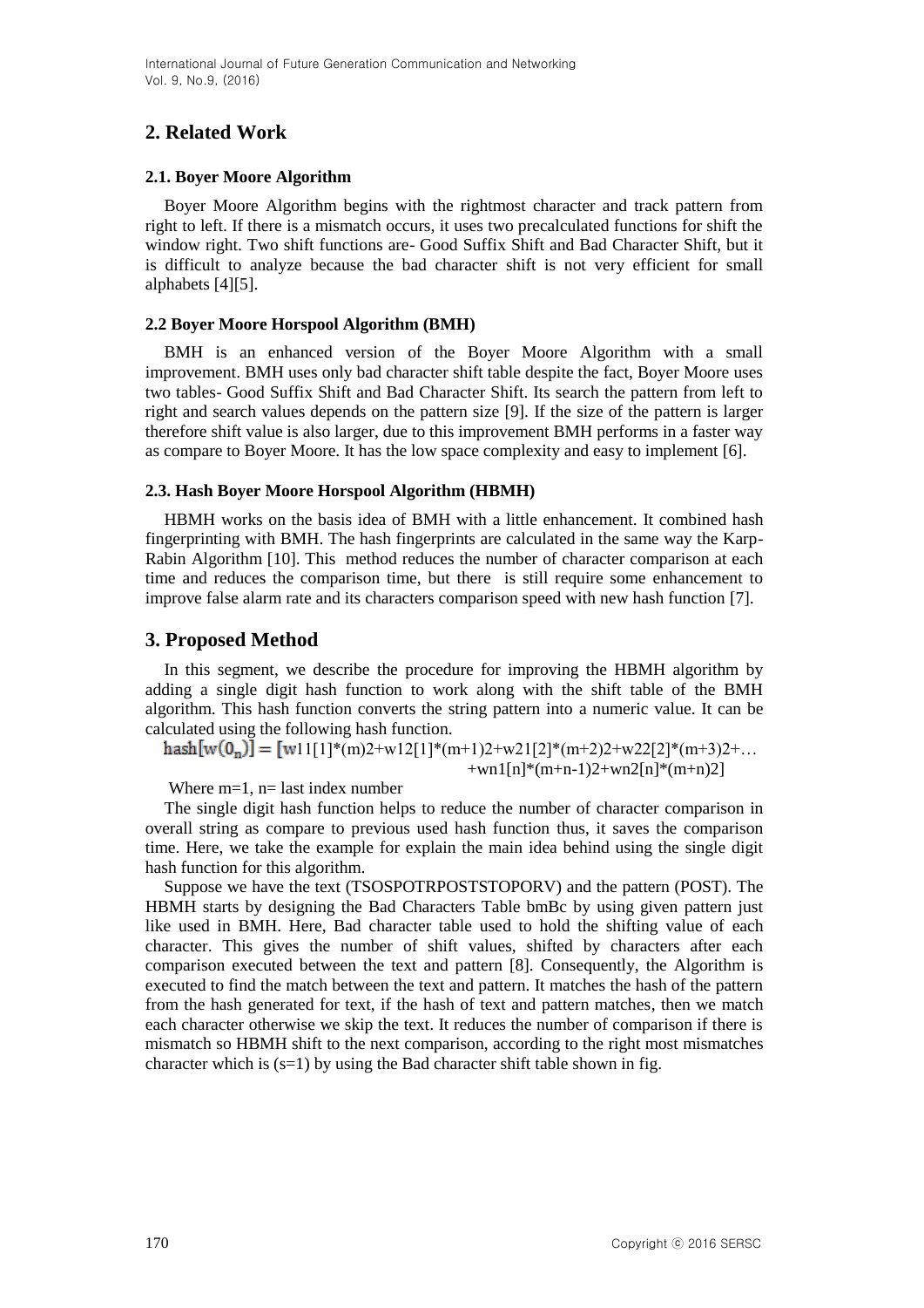## 2. Related Work

### 2.1. Boyer Moore Algorithm

Boyer Moore Algorithm begins with the rightmost character and track pattern from right to left. If there is a mismatch occurs, it uses two precalculated functions for shift the window right. Two shift functions are- Good Suffix Shift and Bad Character Shift, but it is difficult to analyze because the bad character shift is not very efficient for small alphabets [4][5].

### 2.2 Boyer Moore Horspool Algorithm (BMH)

BMH is an enhanced version of the Boyer Moore Algorithm with a small improvement. BMH uses only bad character shift table despite the fact, Boyer Moore uses two tables- Good Suffix Shift and Bad Character Shift. Its search the pattern from left to right and search values depends on the pattern size [9]. If the size of the pattern is larger therefore shift value is also larger, due to this improvement BMH performs in a faster way as compare to Boyer Moore. It has the low space complexity and easy to implement [6].

### 2.3. Hash Boyer Moore Horspool Algorithm (HBMH)

HBMH works on the basis idea of BMH with a little enhancement. It combined hash fingerprinting with BMH. The hash fingerprints are calculated in the same way the Karp-Rabin Algorithm [10]. This method reduces the number of character comparison at each time and reduces the comparison time, but there is still require some enhancement to improve false alarm rate and its characters comparison speed with new hash function [7].

## 3. Proposed Method

In this segment, we describe the procedure for improving the HBMH algorithm by adding a single digit hash function to work along with the shift table of the BMH algorithm. This hash function converts the string pattern into a numeric value. It can be calculated using the following hash function.

$$\mathbf{hash[w(0_n)] = [}w11[1]*(m)2+w12[1]*(m+1)2+w21[2]*(m+2)2+w22[2]*(m+3)2+\ldots +wn1[n]*(m+n-1)2+wn2[n]*(m+n)2]$$

Where m=1, n= last index number

The single digit hash function helps to reduce the number of character comparison in overall string as compare to previous used hash function thus, it saves the comparison time. Here, we take the example for explain the main idea behind using the single digit hash function for this algorithm.

Suppose we have the text (TSOSPOTRPOSTSTOPORV) and the pattern (POST). The HBMH starts by designing the Bad Characters Table bmBc by using given pattern just like used in BMH. Here, Bad character table used to hold the shifting value of each character. This gives the number of shift values, shifted by characters after each comparison executed between the text and pattern [8]. Consequently, the Algorithm is executed to find the match between the text and pattern. It matches the hash of the pattern from the hash generated for text, if the hash of text and pattern matches, then we match each character otherwise we skip the text. It reduces the number of comparison if there is mismatch so HBMH shift to the next comparison, according to the right most mismatches character which is (s=1) by using the Bad character shift table shown in fig.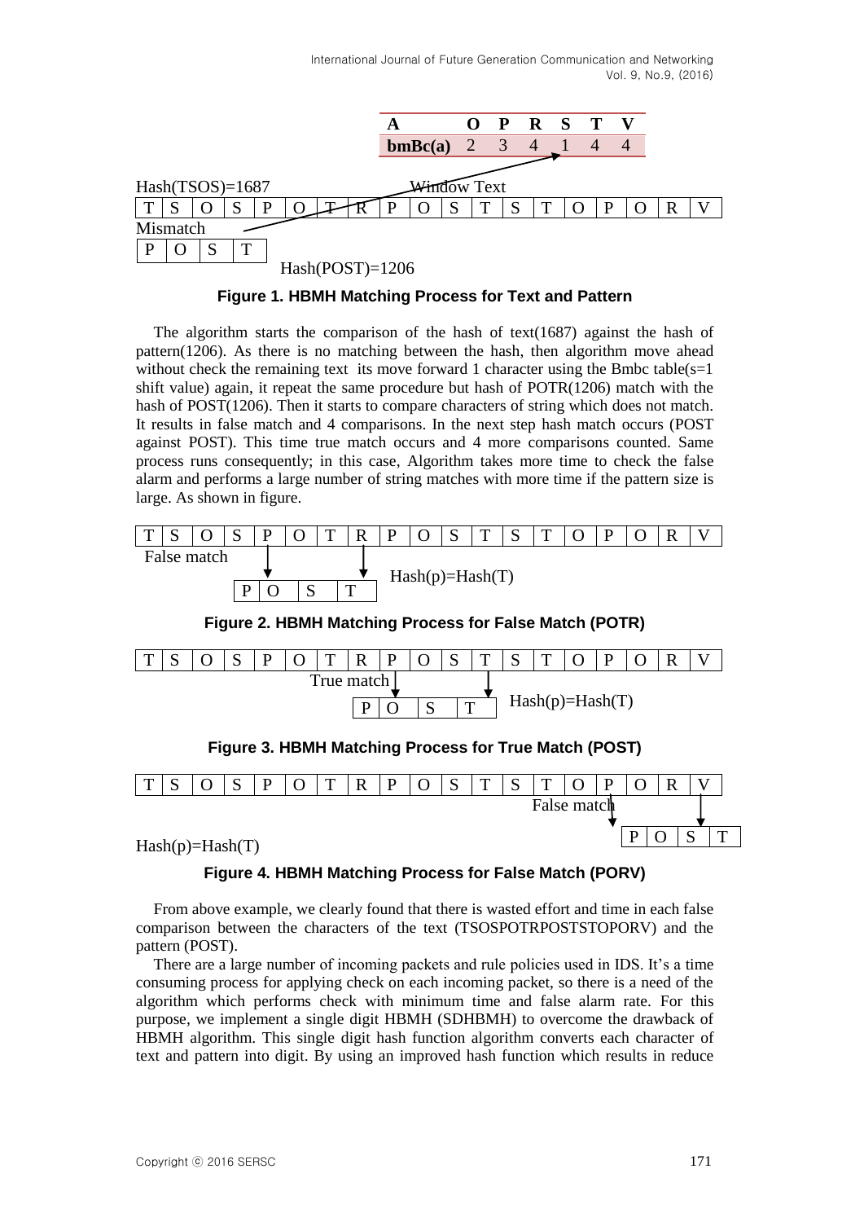| A | O | P | R | S | T | V |
|---|---|---|---|---|---|---|
| bmBc(a) | 2 | 3 | 4 | 1 | 4 | 4 |

Hash(TSOS)=1687 Window Text

| T | S | O | S | P | O | T | R | P | O | S | T | S | T | O | P | O | R | V |
|---|---|---|---|---|---|---|---|---|---|---|---|---|---|---|---|---|---|---|

Mismatch

| P | O | S | T |
|---|---|---|---|

Hash(POST)=1206

**Figure 1. HBMH Matching Process for Text and Pattern**

The algorithm starts the comparison of the hash of text(1687) against the hash of pattern(1206). As there is no matching between the hash, then algorithm move ahead without check the remaining text its move forward 1 character using the Bmbc table(s=1 shift value) again, it repeat the same procedure but hash of POTR(1206) match with the hash of POST(1206). Then it starts to compare characters of string which does not match. It results in false match and 4 comparisons. In the next step hash match occurs (POST against POST). This time true match occurs and 4 more comparisons counted. Same process runs consequently; in this case, Algorithm takes more time to check the false alarm and performs a large number of string matches with more time if the pattern size is large. As shown in figure.

| T | S | O | S | P | O | T | R | P | O | S | T | S | T | O | P | O | R | V |
|---|---|---|---|---|---|---|---|---|---|---|---|---|---|---|---|---|---|---|

False match

| P | O | S | T |
|---|---|---|---|

Hash(p)=Hash(T)

**Figure 2. HBMH Matching Process for False Match (POTR)**

| T | S | O | S | P | O | T | R | P | O | S | T | S | T | O | P | O | R | V |
|---|---|---|---|---|---|---|---|---|---|---|---|---|---|---|---|---|---|---|

True match

| P | O | S | T |
|---|---|---|---|

Hash(p)=Hash(T)

**Figure 3. HBMH Matching Process for True Match (POST)**

| T | S | O | S | P | O | T | R | P | O | S | T | S | T | O | P | O | R | V |
|---|---|---|---|---|---|---|---|---|---|---|---|---|---|---|---|---|---|---|

False match

| P | O | S | T |
|---|---|---|---|

Hash(p)=Hash(T)

**Figure 4. HBMH Matching Process for False Match (PORV)**

From above example, we clearly found that there is wasted effort and time in each false comparison between the characters of the text (TSOSPOTRPOSTSTOPORV) and the pattern (POST).

There are a large number of incoming packets and rule policies used in IDS. It's a time consuming process for applying check on each incoming packet, so there is a need of the algorithm which performs check with minimum time and false alarm rate. For this purpose, we implement a single digit HBMH (SDHBMH) to overcome the drawback of HBMH algorithm. This single digit hash function algorithm converts each character of text and pattern into digit. By using an improved hash function which results in reduce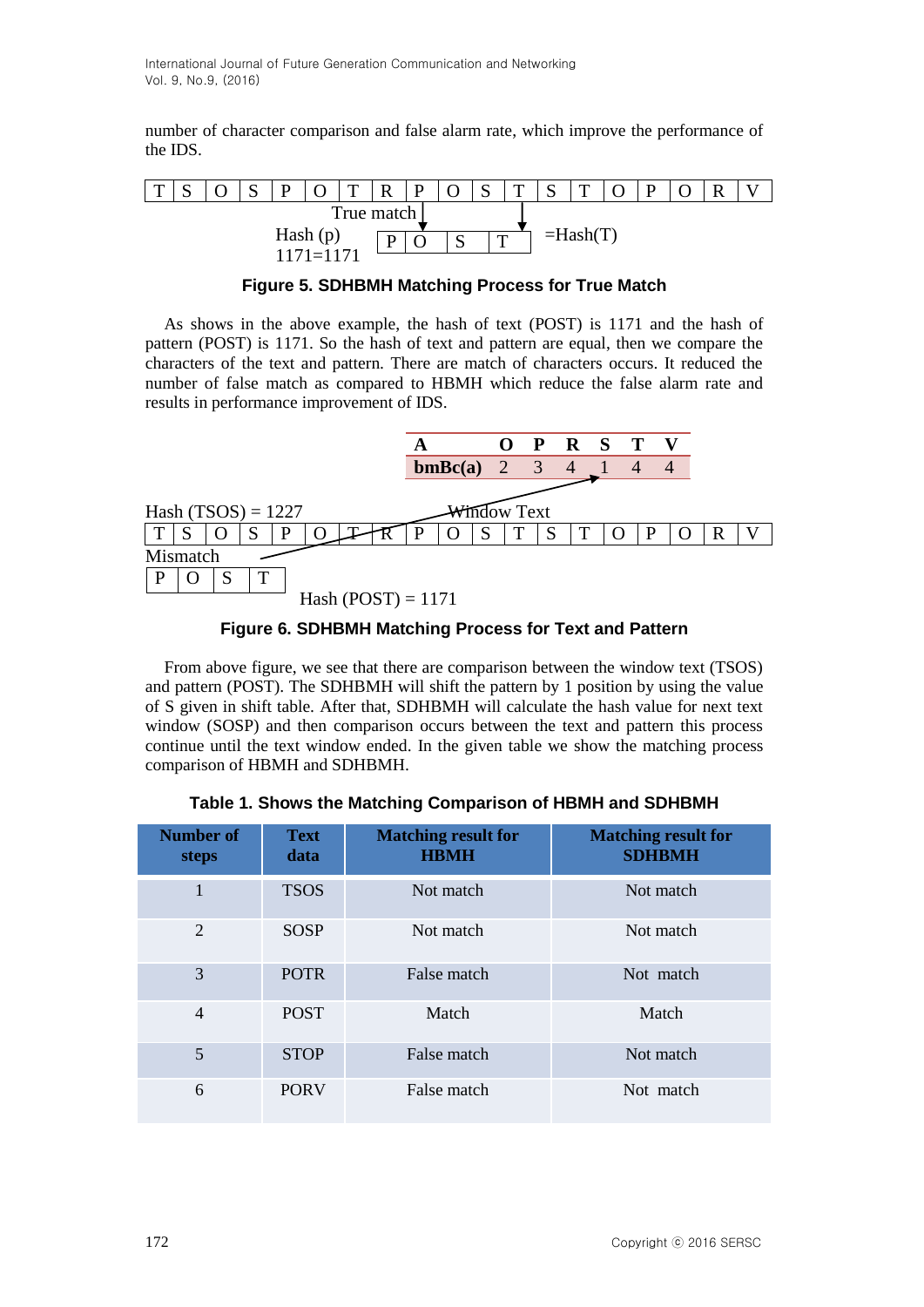number of character comparison and false alarm rate, which improve the performance of the IDS.

| T | S | O | S | P | O | T | R | P | O | S | T | S | T | O | P | O | R | V |
|---|---|---|---|---|---|---|---|---|---|---|---|---|---|---|---|---|---|---|

True match

Hash (p) 1171=1171 | P | O | S | T | =Hash(T)

**Figure 5. SDHBMH Matching Process for True Match**

As shows in the above example, the hash of text (POST) is 1171 and the hash of pattern (POST) is 1171. So the hash of text and pattern are equal, then we compare the characters of the text and pattern. There are match of characters occurs. It reduced the number of false match as compared to HBMH which reduce the false alarm rate and results in performance improvement of IDS.

| A | O | P | R | S | T | V |
|---|---|---|---|---|---|---|
| bmBc(a) | 2 | 3 | 4 | 1 | 4 | 4 |

Hash (TSOS) = 1227

Window Text

| T | S | O | S | P | O | T | R | P | O | S | T | S | T | O | P | O | R | V |
|---|---|---|---|---|---|---|---|---|---|---|---|---|---|---|---|---|---|---|

Mismatch

| P | O | S | T |
|---|---|---|---|

Hash (POST) = 1171

**Figure 6. SDHBMH Matching Process for Text and Pattern**

From above figure, we see that there are comparison between the window text (TSOS) and pattern (POST). The SDHBMH will shift the pattern by 1 position by using the value of S given in shift table. After that, SDHBMH will calculate the hash value for next text window (SOSP) and then comparison occurs between the text and pattern this process continue until the text window ended. In the given table we show the matching process comparison of HBMH and SDHBMH.

**Table 1. Shows the Matching Comparison of HBMH and SDHBMH**

| Number of steps | Text data | Matching result for HBMH | Matching result for SDHBMH |
|---|---|---|---|
| 1 | TSOS | Not match | Not match |
| 2 | SOSP | Not match | Not match |
| 3 | POTR | False match | Not match |
| 4 | POST | Match | Match |
| 5 | STOP | False match | Not match |
| 6 | PORV | False match | Not match |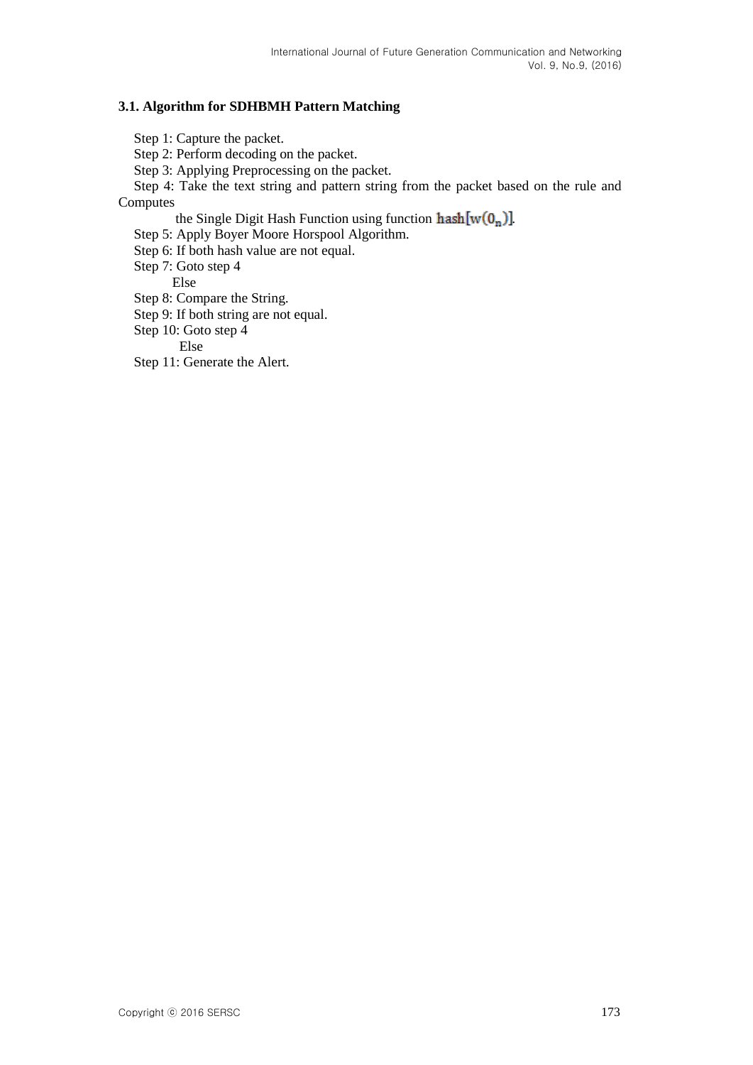### 3.1. Algorithm for SDHBMH Pattern Matching

Step 1: Capture the packet.

Step 2: Perform decoding on the packet.

Step 3: Applying Preprocessing on the packet.

Step 4: Take the text string and pattern string from the packet based on the rule and Computes the Single Digit Hash Function using function $\text{hash}[w(0_n)]$.

Step 5: Apply Boyer Moore Horspool Algorithm.

Step 6: If both hash value are not equal.

Step 7: Goto step 4

Else

Step 8: Compare the String.

Step 9: If both string are not equal.

Step 10: Goto step 4

Else

Step 11: Generate the Alert.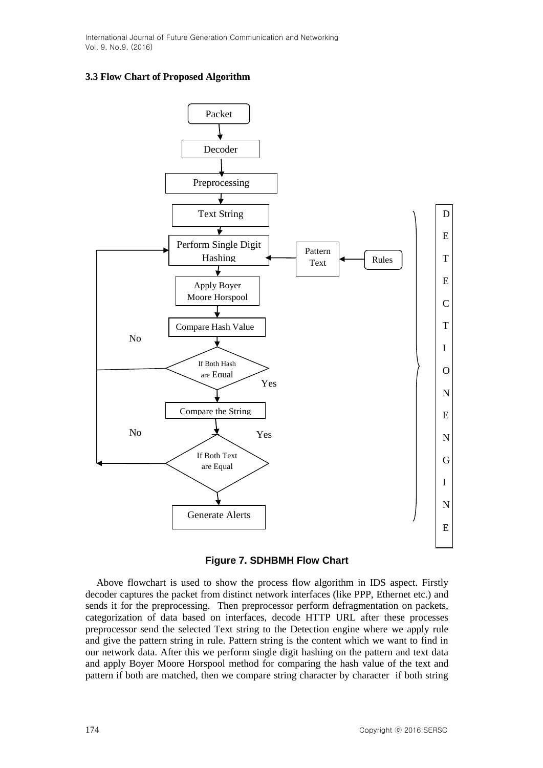### 3.3 Flow Chart of Proposed Algorithm

Figure 7. SDHBMH Flow Chart

Above flowchart is used to show the process flow algorithm in IDS aspect. Firstly decoder captures the packet from distinct network interfaces (like PPP, Ethernet etc.) and sends it for the preprocessing. Then preprocessor perform defragmentation on packets, categorization of data based on interfaces, decode HTTP URL after these processes preprocessor send the selected Text string to the Detection engine where we apply rule and give the pattern string in rule. Pattern string is the content which we want to find in our network data. After this we perform single digit hashing on the pattern and text data and apply Boyer Moore Horspool method for comparing the hash value of the text and pattern if both are matched, then we compare string character by character if both string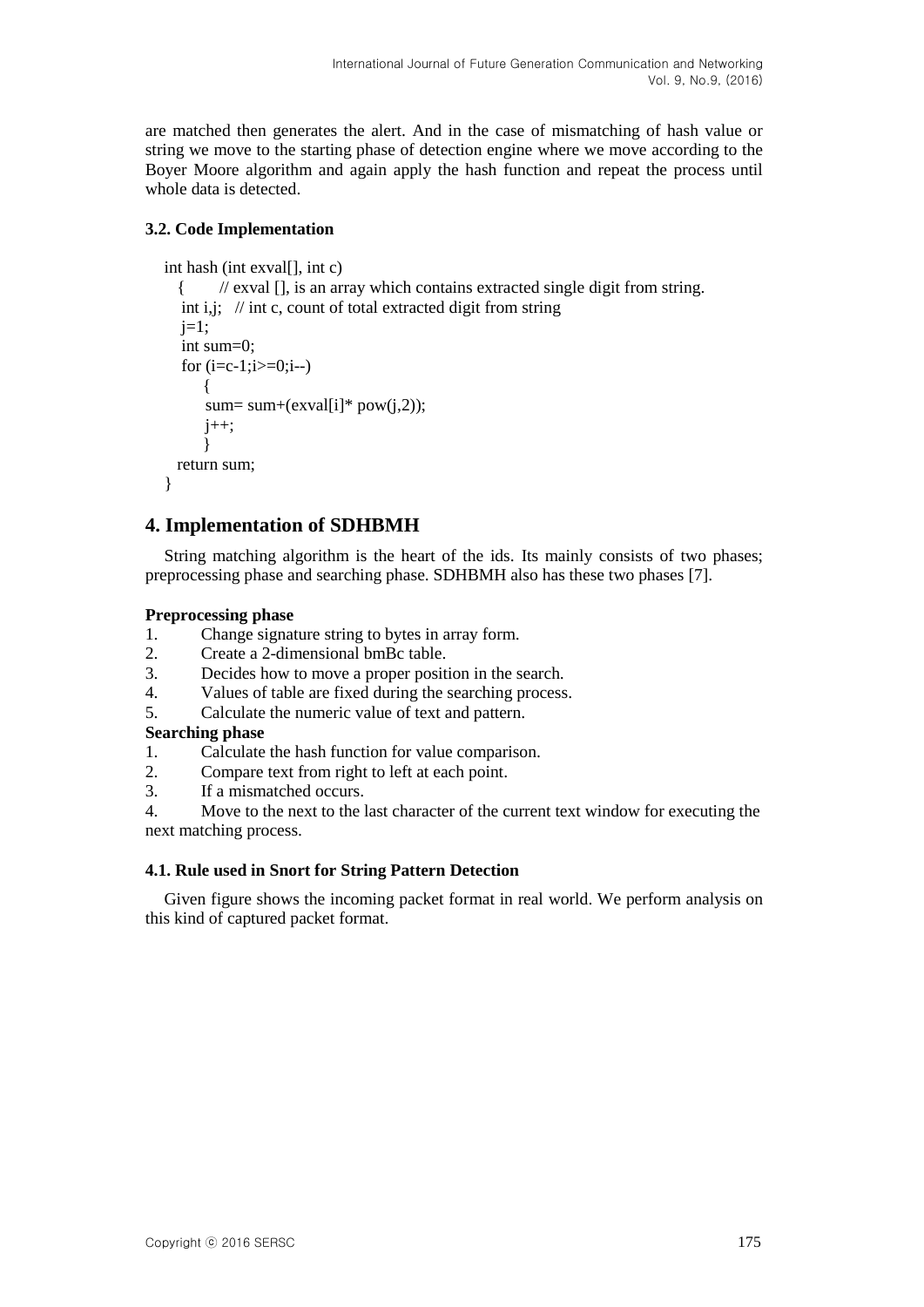are matched then generates the alert. And in the case of mismatching of hash value or string we move to the starting phase of detection engine where we move according to the Boyer Moore algorithm and again apply the hash function and repeat the process until whole data is detected.

### 3.2. Code Implementation

```
int hash (int exval[], int c)
  {      // exval [], is an array which contains extracted single digit from string.
   int i,j;   // int c, count of total extracted digit from string
   j=1;
   int sum=0;
   for (i=c-1;i>=0;i--)
       {
       sum= sum+(exval[i]* pow(j,2));
       j++;
       }
  return sum;
}
```

## 4. Implementation of SDHBMH

String matching algorithm is the heart of the ids. Its mainly consists of two phases; preprocessing phase and searching phase. SDHBMH also has these two phases [7].

**Preprocessing phase**

1. Change signature string to bytes in array form.
2. Create a 2-dimensional bmBc table.
3. Decides how to move a proper position in the search.
4. Values of table are fixed during the searching process.
5. Calculate the numeric value of text and pattern.

**Searching phase**

1. Calculate the hash function for value comparison.
2. Compare text from right to left at each point.
3. If a mismatched occurs.
4. Move to the next to the last character of the current text window for executing the next matching process.

### 4.1. Rule used in Snort for String Pattern Detection

Given figure shows the incoming packet format in real world. We perform analysis on this kind of captured packet format.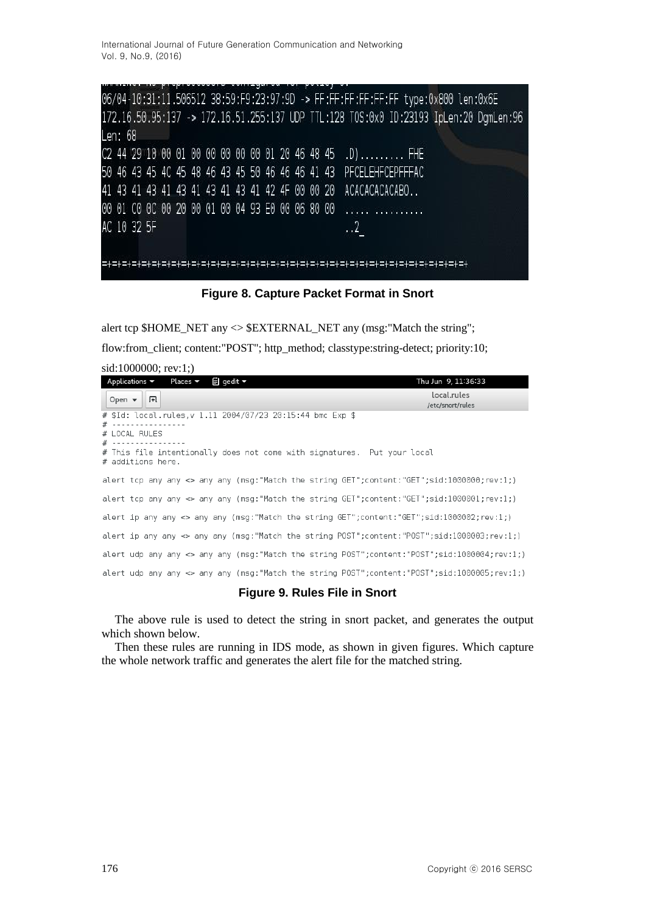```
WARNING: No preprocessors configured for policy 0.
06/04-10:31:11.506512 38:59:F9:23:97:9D -> FF:FF:FF:FF:FF:FF type:0x800 len:0x6E
172.16.50.95:137 -> 172.16.51.255:137 UDP TTL:128 TOS:0x0 ID:23193 IpLen:20 DgmLen:96
Len: 68
C2 44 29 10 00 01 00 00 00 00 00 01 20 46 48 45  .D)......... FHE
50 46 43 45 4C 45 48 46 43 45 50 46 46 46 41 43  PFCELEHFCEPFFFAC
41 43 41 43 41 43 41 43 41 43 41 42 4F 00 00 20  ACACACACACABO..
00 01 C0 0C 00 20 00 01 00 04 93 E0 00 06 80 00  ..... ..........
AC 10 32 5F                                      ..2_

=+=+=+=+=+=+=+=+=+=+=+=+=+=+=+=+=+=+=+=+=+=+=+=+=+=+=+=+=+=+=+=+=+=+=+=+=+=+
```

**Figure 8. Capture Packet Format in Snort**

alert tcp $HOME_NET any <> $EXTERNAL_NET any (msg:"Match the string"; flow:from_client; content:"POST"; http_method; classtype:string-detect; priority:10; sid:1000000; rev:1;)

```
# $Id: local.rules,v 1.11 2004/07/23 20:15:44 bmc Exp $
# ----------------
# LOCAL RULES
# ----------------
# This file intentionally does not come with signatures.  Put your local
# additions here.

alert tcp any any <> any any (msg:"Match the string GET";content:"GET";sid:1000000;rev:1;)

alert tcp any any <> any any (msg:"Match the string GET";content:"GET";sid:1000001;rev:1;)

alert ip any any <> any any (msg:"Match the string GET";content:"GET";sid:1000002;rev:1;)

alert ip any any <> any any (msg:"Match the string POST";content:"POST";sid:1000003;rev:1;)

alert udp any any <> any any (msg:"Match the string POST";content:"POST";sid:1000004;rev:1;)

alert udp any any <> any any (msg:"Match the string POST";content:"POST";sid:1000005;rev:1;)
```

**Figure 9. Rules File in Snort**

The above rule is used to detect the string in snort packet, and generates the output which shown below.

Then these rules are running in IDS mode, as shown in given figures. Which capture the whole network traffic and generates the alert file for the matched string.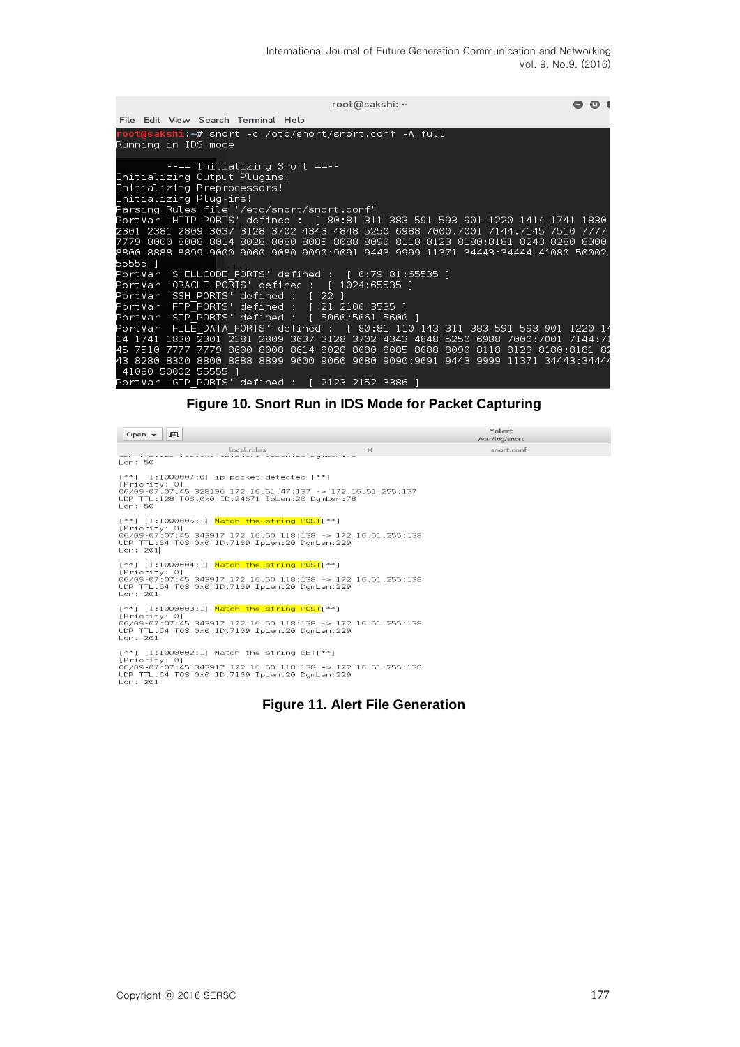```
root@sakshi: ~
File  Edit  View  Search  Terminal  Help
root@sakshi:~# snort -c /etc/snort/snort.conf -A full
Running in IDS mode

        --== Initializing Snort ==--
Initializing Output Plugins!
Initializing Preprocessors!
Initializing Plug-ins!
Parsing Rules file "/etc/snort/snort.conf"
PortVar 'HTTP_PORTS' defined :  [ 80:81 311 383 591 593 901 1220 1414 1741 1830
2301 2381 2809 3037 3128 3702 4343 4848 5250 6988 7000:7001 7144:7145 7510 7777
7779 8000 8008 8014 8028 8080 8085 8088 8090 8118 8123 8180:8181 8243 8280 8300
8800 8888 8899 9000 9060 9080 9090:9091 9443 9999 11371 34443:34444 41080 50002
55555 ]
PortVar 'SHELLCODE_PORTS' defined :  [ 0:79 81:65535 ]
PortVar 'ORACLE_PORTS' defined :  [ 1024:65535 ]
PortVar 'SSH_PORTS' defined :  [ 22 ]
PortVar 'FTP_PORTS' defined :  [ 21 2100 3535 ]
PortVar 'SIP_PORTS' defined :  [ 5060:5061 5600 ]
PortVar 'FILE_DATA_PORTS' defined :  [ 80:81 110 143 311 383 591 593 901 1220 14
14 1741 1830 2301 2381 2809 3037 3128 3702 4343 4848 5250 6988 7000:7001 7144:71
45 7510 7777 7779 8000 8008 8014 8028 8080 8085 8088 8090 8118 8123 8180:8181 82
43 8280 8300 8800 8888 8899 9000 9060 9080 9090:9091 9443 9999 11371 34443:3444
 41080 50002 55555 ]
PortVar 'GTP_PORTS' defined :  [ 2123 2152 3386 ]
```

**Figure 10. Snort Run in IDS Mode for Packet Capturing**

```
Open ▾                                   *alert
                                         /var/log/snort
          local.rules              ×     snort.conf
Len: 50

[**] [1:1000007:0] ip packet detected [**]
[Priority: 0]
06/09-07:07:45.328196 172.16.51.47:137 -> 172.16.51.255:137
UDP TTL:128 TOS:0x0 ID:24671 IpLen:20 DgmLen:78
Len: 50

[**] [1:1000005:1] Match the string POST[**]
[Priority: 0]
06/09-07:07:45.343917 172.16.50.118:138 -> 172.16.51.255:138
UDP TTL:64 TOS:0x0 ID:7169 IpLen:20 DgmLen:229
Len: 201

[**] [1:1000004:1] Match the string POST[**]
[Priority: 0]
06/09-07:07:45.343917 172.16.50.118:138 -> 172.16.51.255:138
UDP TTL:64 TOS:0x0 ID:7169 IpLen:20 DgmLen:229
Len: 201

[**] [1:1000003:1] Match the string POST[**]
[Priority: 0]
06/09-07:07:45.343917 172.16.50.118:138 -> 172.16.51.255:138
UDP TTL:64 TOS:0x0 ID:7169 IpLen:20 DgmLen:229
Len: 201

[**] [1:1000002:1] Match the string GET[**]
[Priority: 0]
06/09-07:07:45.343917 172.16.50.118:138 -> 172.16.51.255:138
UDP TTL:64 TOS:0x0 ID:7169 IpLen:20 DgmLen:229
Len: 201
```

**Figure 11. Alert File Generation**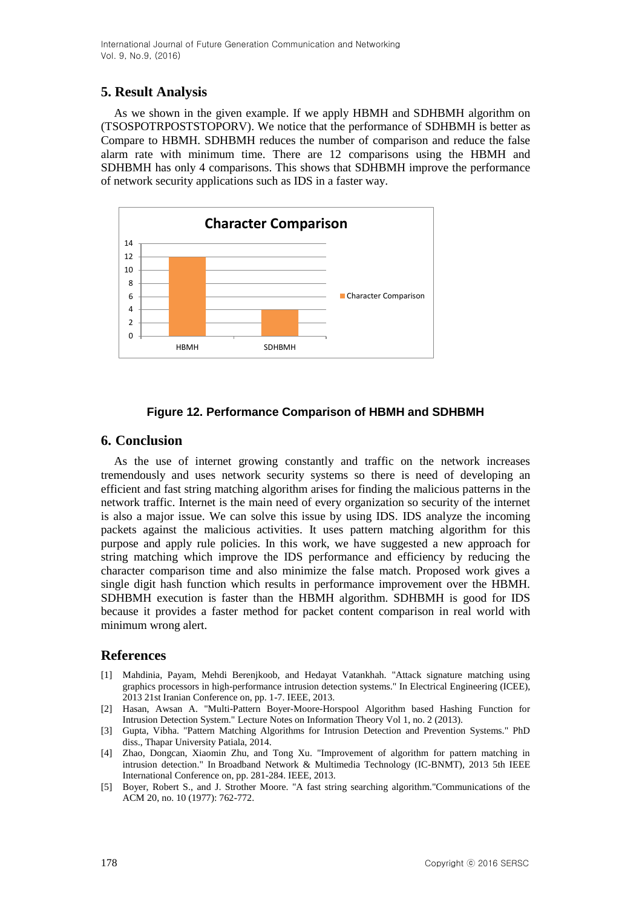## 5. Result Analysis

As we shown in the given example. If we apply HBMH and SDHBMH algorithm on (TSOSPOTRPOSTSTOPORV). We notice that the performance of SDHBMH is better as Compare to HBMH. SDHBMH reduces the number of comparison and reduce the false alarm rate with minimum time. There are 12 comparisons using the HBMH and SDHBMH has only 4 comparisons. This shows that SDHBMH improve the performance of network security applications such as IDS in a faster way.

**Figure 12. Performance Comparison of HBMH and SDHBMH**

## 6. Conclusion

As the use of internet growing constantly and traffic on the network increases tremendously and uses network security systems so there is need of developing an efficient and fast string matching algorithm arises for finding the malicious patterns in the network traffic. Internet is the main need of every organization so security of the internet is also a major issue. We can solve this issue by using IDS. IDS analyze the incoming packets against the malicious activities. It uses pattern matching algorithm for this purpose and apply rule policies. In this work, we have suggested a new approach for string matching which improve the IDS performance and efficiency by reducing the character comparison time and also minimize the false match. Proposed work gives a single digit hash function which results in performance improvement over the HBMH. SDHBMH execution is faster than the HBMH algorithm. SDHBMH is good for IDS because it provides a faster method for packet content comparison in real world with minimum wrong alert.

## References

[1] Mahdinia, Payam, Mehdi Berenjkoob, and Hedayat Vatankhah. "Attack signature matching using graphics processors in high-performance intrusion detection systems." In Electrical Engineering (ICEE), 2013 21st Iranian Conference on, pp. 1-7. IEEE, 2013.

[2] Hasan, Awsan A. "Multi-Pattern Boyer-Moore-Horspool Algorithm based Hashing Function for Intrusion Detection System." Lecture Notes on Information Theory Vol 1, no. 2 (2013).

[3] Gupta, Vibha. "Pattern Matching Algorithms for Intrusion Detection and Prevention Systems." PhD diss., Thapar University Patiala, 2014.

[4] Zhao, Dongcan, Xiaomin Zhu, and Tong Xu. "Improvement of algorithm for pattern matching in intrusion detection." In Broadband Network & Multimedia Technology (IC-BNMT), 2013 5th IEEE International Conference on, pp. 281-284. IEEE, 2013.

[5] Boyer, Robert S., and J. Strother Moore. "A fast string searching algorithm."Communications of the ACM 20, no. 10 (1977): 762-772.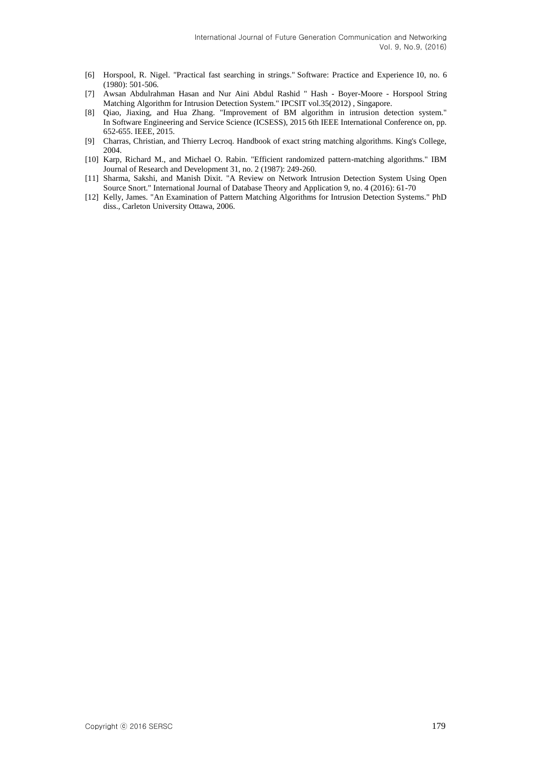[6] Horspool, R. Nigel. "Practical fast searching in strings." Software: Practice and Experience 10, no. 6 (1980): 501-506.

[7] Awsan Abdulrahman Hasan and Nur Aini Abdul Rashid " Hash - Boyer-Moore - Horspool String Matching Algorithm for Intrusion Detection System." IPCSIT vol.35(2012) , Singapore.

[8] Qiao, Jiaxing, and Hua Zhang. "Improvement of BM algorithm in intrusion detection system." In Software Engineering and Service Science (ICSESS), 2015 6th IEEE International Conference on, pp. 652-655. IEEE, 2015.

[9] Charras, Christian, and Thierry Lecroq. Handbook of exact string matching algorithms. King's College, 2004.

[10] Karp, Richard M., and Michael O. Rabin. "Efficient randomized pattern-matching algorithms." IBM Journal of Research and Development 31, no. 2 (1987): 249-260.

[11] Sharma, Sakshi, and Manish Dixit. "A Review on Network Intrusion Detection System Using Open Source Snort." International Journal of Database Theory and Application 9, no. 4 (2016): 61-70

[12] Kelly, James. "An Examination of Pattern Matching Algorithms for Intrusion Detection Systems." PhD diss., Carleton University Ottawa, 2006.